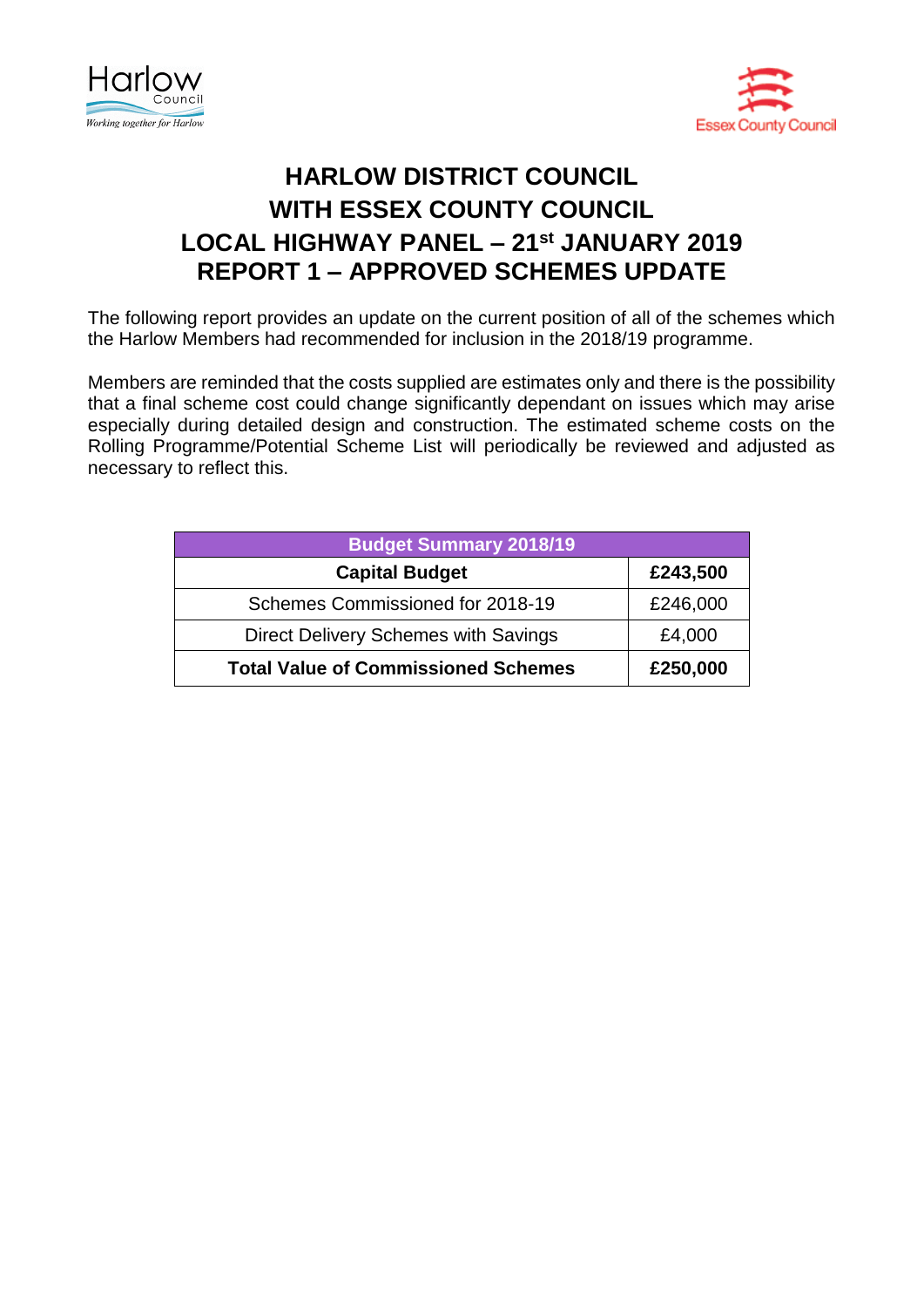# HARLOW DISTRICT COUNCIL
# WITH ESSEX COUNTY COUNCIL
# LOCAL HIGHWAY PANEL – 21st JANUARY 2019
# REPORT 1 – APPROVED SCHEMES UPDATE

The following report provides an update on the current position of all of the schemes which the Harlow Members had recommended for inclusion in the 2018/19 programme.

Members are reminded that the costs supplied are estimates only and there is the possibility that a final scheme cost could change significantly dependant on issues which may arise especially during detailed design and construction. The estimated scheme costs on the Rolling Programme/Potential Scheme List will periodically be reviewed and adjusted as necessary to reflect this.

| Budget Summary 2018/19 | |
|---|---|
| **Capital Budget** | **£243,500** |
| Schemes Commissioned for 2018-19 | £246,000 |
| Direct Delivery Schemes with Savings | £4,000 |
| **Total Value of Commissioned Schemes** | **£250,000** |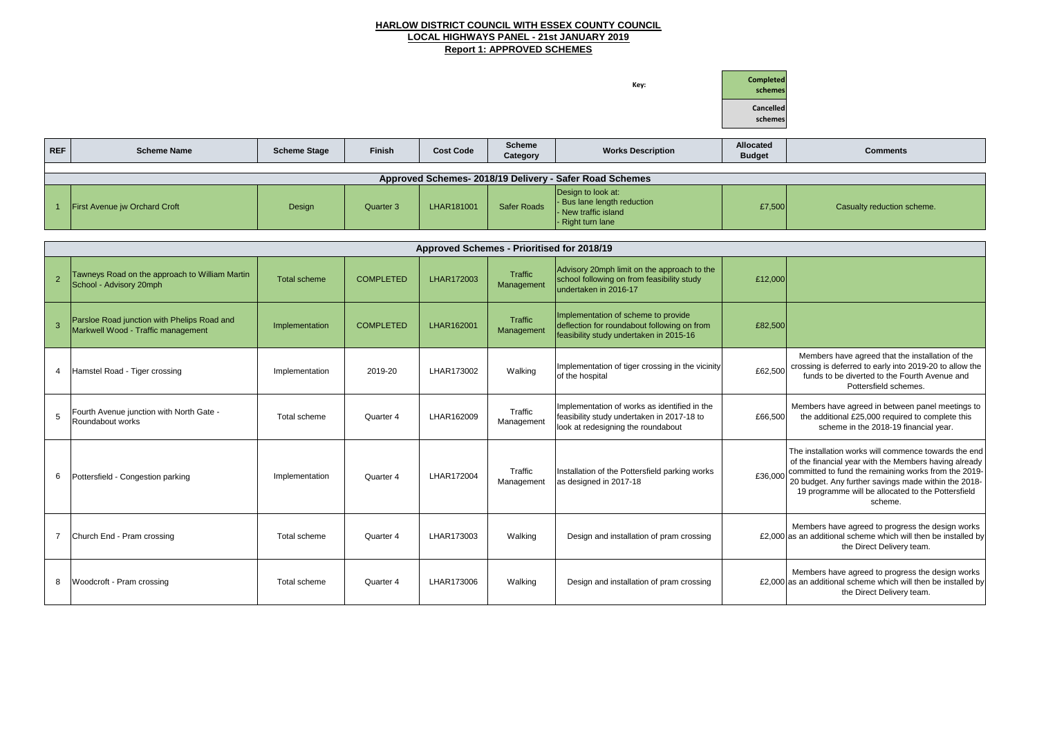**HARLOW DISTRICT COUNCIL WITH ESSEX COUNTY COUNCIL**
**LOCAL HIGHWAYS PANEL - 21st JANUARY 2019**
**Report 1: APPROVED SCHEMES**

Key:
- Completed schemes
- Cancelled schemes

| REF | Scheme Name | Scheme Stage | Finish | Cost Code | Scheme Category | Works Description | Allocated Budget | Comments |
|---|---|---|---|---|---|---|---|---|
| **Approved Schemes- 2018/19 Delivery - Safer Road Schemes** | | | | | | | | |
| 1 | First Avenue jw Orchard Croft | Design | Quarter 3 | LHAR181001 | Safer Roads | Design to look at:<br>- Bus lane length reduction<br>- New traffic island<br>- Right turn lane | £7,500 | Casualty reduction scheme. |
| **Approved Schemes - Prioritised for 2018/19** | | | | | | | | |
| 2 | Tawneys Road on the approach to William Martin School - Advisory 20mph | Total scheme | COMPLETED | LHAR172003 | Traffic Management | Advisory 20mph limit on the approach to the school following on from feasibility study undertaken in 2016-17 | £12,000 | |
| 3 | Parsloe Road junction with Phelips Road and Markwell Wood - Traffic management | Implementation | COMPLETED | LHAR162001 | Traffic Management | Implementation of scheme to provide deflection for roundabout following on from feasibility study undertaken in 2015-16 | £82,500 | |
| 4 | Hamstel Road - Tiger crossing | Implementation | 2019-20 | LHAR173002 | Walking | Implementation of tiger crossing in the vicinity of the hospital | £62,500 | Members have agreed that the installation of the crossing is deferred to early into 2019-20 to allow the funds to be diverted to the Fourth Avenue and Pottersfield schemes. |
| 5 | Fourth Avenue junction with North Gate - Roundabout works | Total scheme | Quarter 4 | LHAR162009 | Traffic Management | Implementation of works as identified in the feasibility study undertaken in 2017-18 to look at redesigning the roundabout | £66,500 | Members have agreed in between panel meetings to the additional £25,000 required to complete this scheme in the 2018-19 financial year. |
| 6 | Pottersfield - Congestion parking | Implementation | Quarter 4 | LHAR172004 | Traffic Management | Installation of the Pottersfield parking works as designed in 2017-18 | £36,000 | The installation works will commence towards the end of the financial year with the Members having already committed to fund the remaining works from the 2019-20 budget. Any further savings made within the 2018-19 programme will be allocated to the Pottersfield scheme. |
| 7 | Church End - Pram crossing | Total scheme | Quarter 4 | LHAR173003 | Walking | Design and installation of pram crossing | £2,000 | Members have agreed to progress the design works as an additional scheme which will then be installed by the Direct Delivery team. |
| 8 | Woodcroft - Pram crossing | Total scheme | Quarter 4 | LHAR173006 | Walking | Design and installation of pram crossing | £2,000 | Members have agreed to progress the design works as an additional scheme which will then be installed by the Direct Delivery team. |